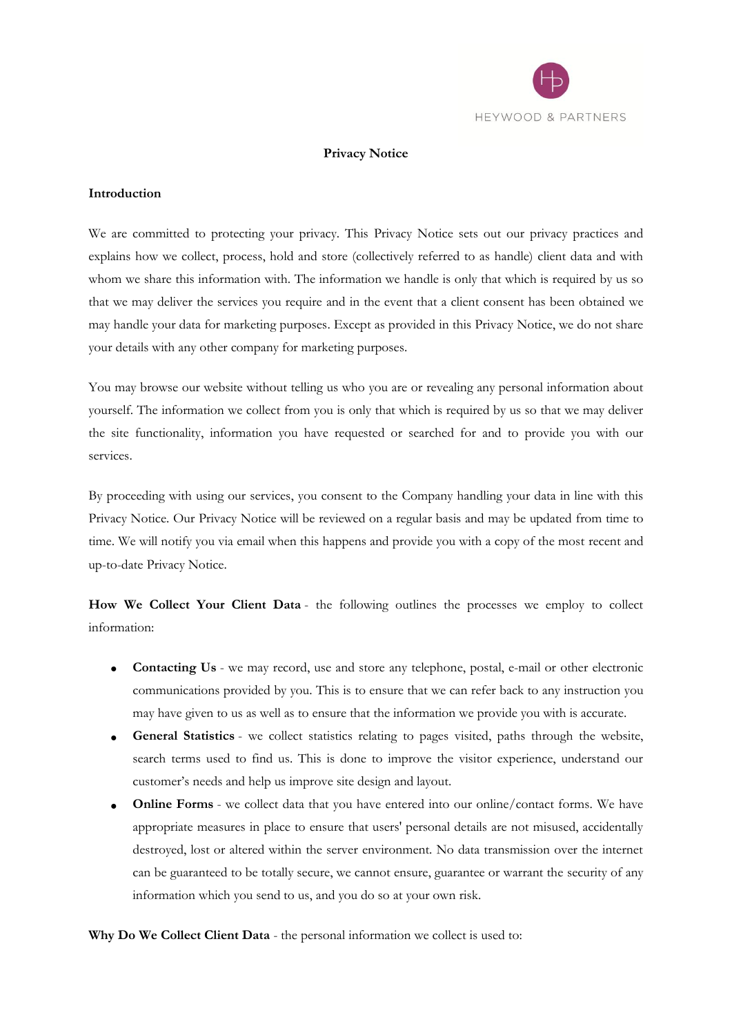HEYWOOD & PARTNERS

# Privacy Notice

## Introduction

We are committed to protecting your privacy. This Privacy Notice sets out our privacy practices and explains how we collect, process, hold and store (collectively referred to as handle) client data and with whom we share this information with. The information we handle is only that which is required by us so that we may deliver the services you require and in the event that a client consent has been obtained we may handle your data for marketing purposes. Except as provided in this Privacy Notice, we do not share your details with any other company for marketing purposes.

You may browse our website without telling us who you are or revealing any personal information about yourself. The information we collect from you is only that which is required by us so that we may deliver the site functionality, information you have requested or searched for and to provide you with our services.

By proceeding with using our services, you consent to the Company handling your data in line with this Privacy Notice. Our Privacy Notice will be reviewed on a regular basis and may be updated from time to time. We will notify you via email when this happens and provide you with a copy of the most recent and up-to-date Privacy Notice.

**How We Collect Your Client Data** - the following outlines the processes we employ to collect information:

- **Contacting Us** - we may record, use and store any telephone, postal, e-mail or other electronic communications provided by you. This is to ensure that we can refer back to any instruction you may have given to us as well as to ensure that the information we provide you with is accurate.
- **General Statistics** - we collect statistics relating to pages visited, paths through the website, search terms used to find us. This is done to improve the visitor experience, understand our customer's needs and help us improve site design and layout.
- **Online Forms** - we collect data that you have entered into our online/contact forms. We have appropriate measures in place to ensure that users' personal details are not misused, accidentally destroyed, lost or altered within the server environment. No data transmission over the internet can be guaranteed to be totally secure, we cannot ensure, guarantee or warrant the security of any information which you send to us, and you do so at your own risk.

**Why Do We Collect Client Data** - the personal information we collect is used to: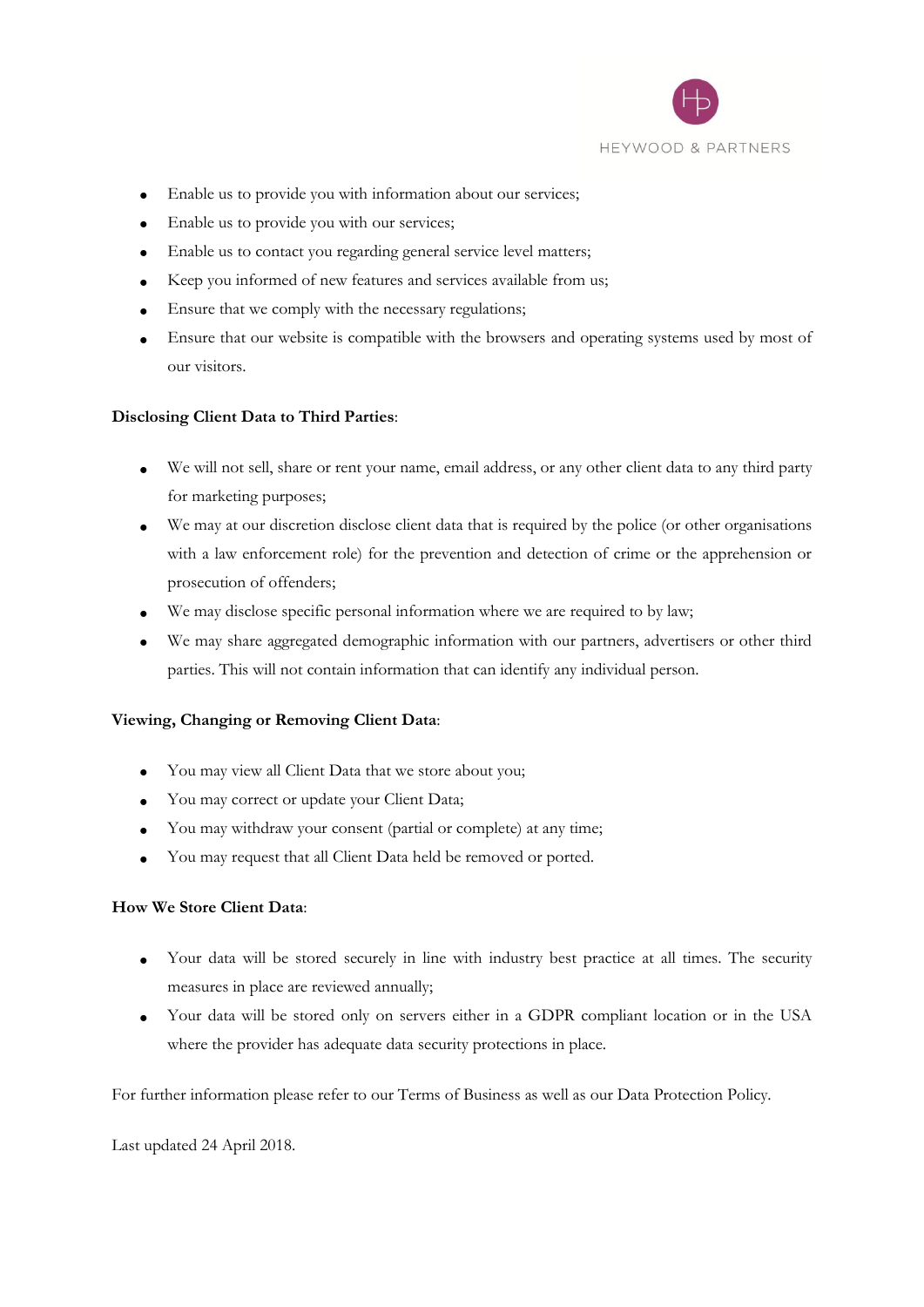- Enable us to provide you with information about our services;
- Enable us to provide you with our services;
- Enable us to contact you regarding general service level matters;
- Keep you informed of new features and services available from us;
- Ensure that we comply with the necessary regulations;
- Ensure that our website is compatible with the browsers and operating systems used by most of our visitors.

**Disclosing Client Data to Third Parties**:

- We will not sell, share or rent your name, email address, or any other client data to any third party for marketing purposes;
- We may at our discretion disclose client data that is required by the police (or other organisations with a law enforcement role) for the prevention and detection of crime or the apprehension or prosecution of offenders;
- We may disclose specific personal information where we are required to by law;
- We may share aggregated demographic information with our partners, advertisers or other third parties. This will not contain information that can identify any individual person.

**Viewing, Changing or Removing Client Data**:

- You may view all Client Data that we store about you;
- You may correct or update your Client Data;
- You may withdraw your consent (partial or complete) at any time;
- You may request that all Client Data held be removed or ported.

**How We Store Client Data**:

- Your data will be stored securely in line with industry best practice at all times. The security measures in place are reviewed annually;
- Your data will be stored only on servers either in a GDPR compliant location or in the USA where the provider has adequate data security protections in place.

For further information please refer to our Terms of Business as well as our Data Protection Policy.

Last updated 24 April 2018.